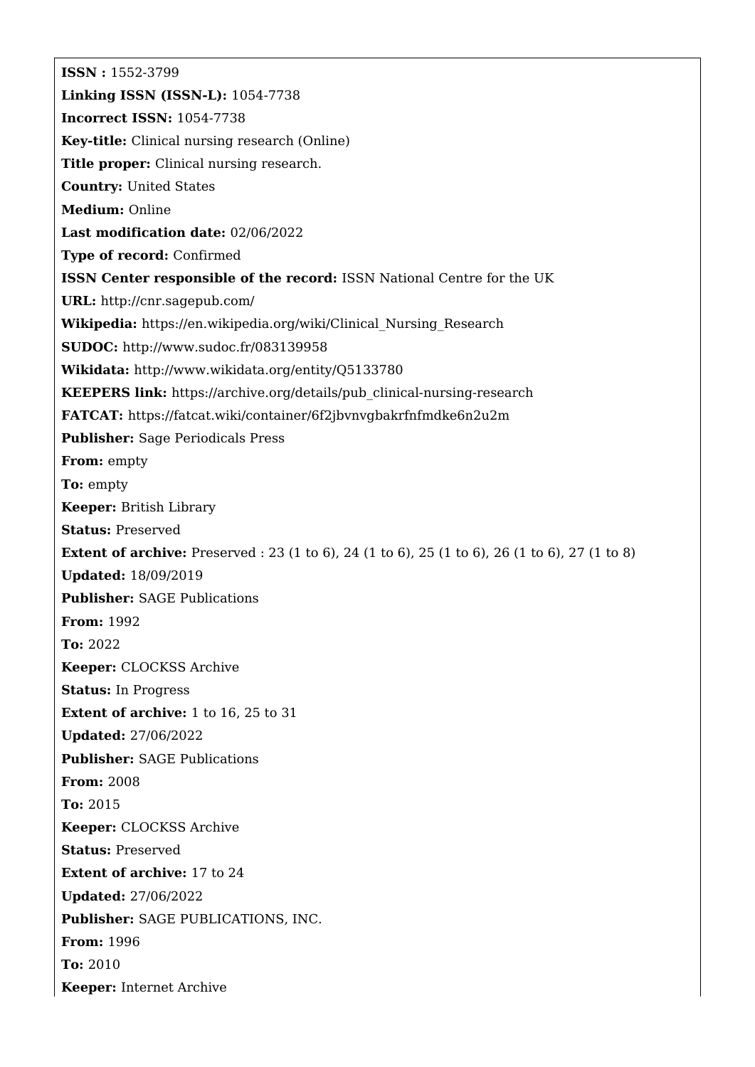**ISSN :** 1552-3799

**Linking ISSN (ISSN-L):** 1054-7738

**Incorrect ISSN:** 1054-7738

**Key-title:** Clinical nursing research (Online)

**Title proper:** Clinical nursing research.

**Country:** United States

**Medium:** Online

**Last modification date:** 02/06/2022

**Type of record:** Confirmed

**ISSN Center responsible of the record:** ISSN National Centre for the UK

**URL:** http://cnr.sagepub.com/

**Wikipedia:** https://en.wikipedia.org/wiki/Clinical_Nursing_Research

**SUDOC:** http://www.sudoc.fr/083139958

**Wikidata:** http://www.wikidata.org/entity/Q5133780

**KEEPERS link:** https://archive.org/details/pub_clinical-nursing-research

**FATCAT:** https://fatcat.wiki/container/6f2jbvnvgbakrfnfmdke6n2u2m

**Publisher:** Sage Periodicals Press

**From:** empty

**To:** empty

**Keeper:** British Library

**Status:** Preserved

**Extent of archive:** Preserved : 23 (1 to 6), 24 (1 to 6), 25 (1 to 6), 26 (1 to 6), 27 (1 to 8)

**Updated:** 18/09/2019

**Publisher:** SAGE Publications

**From:** 1992

**To:** 2022

**Keeper:** CLOCKSS Archive

**Status:** In Progress

**Extent of archive:** 1 to 16, 25 to 31

**Updated:** 27/06/2022

**Publisher:** SAGE Publications

**From:** 2008

**To:** 2015

**Keeper:** CLOCKSS Archive

**Status:** Preserved

**Extent of archive:** 17 to 24

**Updated:** 27/06/2022

**Publisher:** SAGE PUBLICATIONS, INC.

**From:** 1996

**To:** 2010

**Keeper:** Internet Archive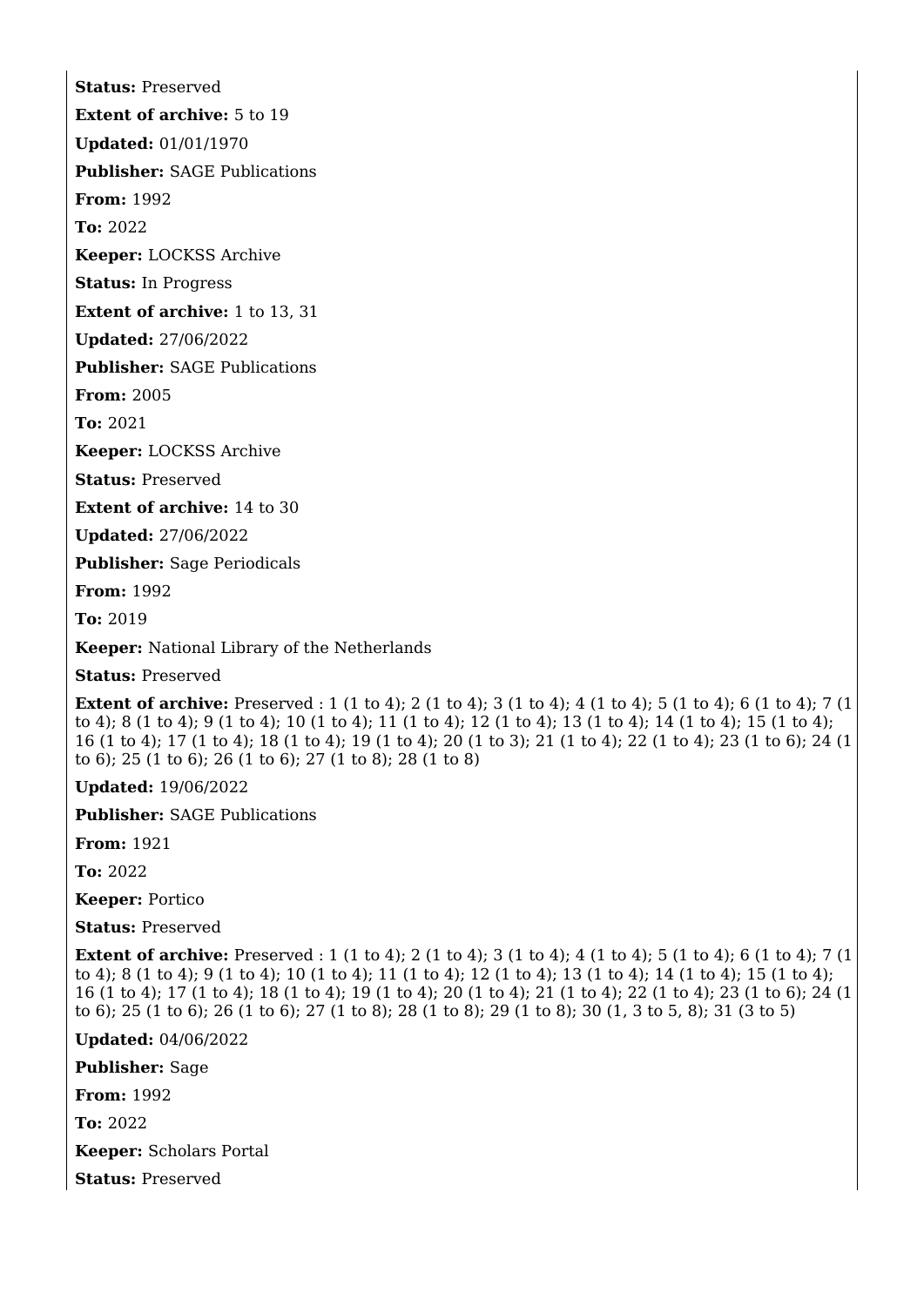**Status:** Preserved

**Extent of archive:** 5 to 19

**Updated:** 01/01/1970

**Publisher:** SAGE Publications

**From:** 1992

**To:** 2022

**Keeper:** LOCKSS Archive

**Status:** In Progress

**Extent of archive:** 1 to 13, 31

**Updated:** 27/06/2022

**Publisher:** SAGE Publications

**From:** 2005

**To:** 2021

**Keeper:** LOCKSS Archive

**Status:** Preserved

**Extent of archive:** 14 to 30

**Updated:** 27/06/2022

**Publisher:** Sage Periodicals

**From:** 1992

**To:** 2019

**Keeper:** National Library of the Netherlands

**Status:** Preserved

**Extent of archive:** Preserved : 1 (1 to 4); 2 (1 to 4); 3 (1 to 4); 4 (1 to 4); 5 (1 to 4); 6 (1 to 4); 7 (1 to 4); 8 (1 to 4); 9 (1 to 4); 10 (1 to 4); 11 (1 to 4); 12 (1 to 4); 13 (1 to 4); 14 (1 to 4); 15 (1 to 4); 16 (1 to 4); 17 (1 to 4); 18 (1 to 4); 19 (1 to 4); 20 (1 to 3); 21 (1 to 4); 22 (1 to 4); 23 (1 to 6); 24 (1 to 6); 25 (1 to 6); 26 (1 to 6); 27 (1 to 8); 28 (1 to 8)

**Updated:** 19/06/2022

**Publisher:** SAGE Publications

**From:** 1921

**To:** 2022

**Keeper:** Portico

**Status:** Preserved

**Extent of archive:** Preserved : 1 (1 to 4); 2 (1 to 4); 3 (1 to 4); 4 (1 to 4); 5 (1 to 4); 6 (1 to 4); 7 (1 to 4); 8 (1 to 4); 9 (1 to 4); 10 (1 to 4); 11 (1 to 4); 12 (1 to 4); 13 (1 to 4); 14 (1 to 4); 15 (1 to 4); 16 (1 to 4); 17 (1 to 4); 18 (1 to 4); 19 (1 to 4); 20 (1 to 4); 21 (1 to 4); 22 (1 to 4); 23 (1 to 6); 24 (1 to 6); 25 (1 to 6); 26 (1 to 6); 27 (1 to 8); 28 (1 to 8); 29 (1 to 8); 30 (1, 3 to 5, 8); 31 (3 to 5)

**Updated:** 04/06/2022

**Publisher:** Sage

**From:** 1992

**To:** 2022

**Keeper:** Scholars Portal

**Status:** Preserved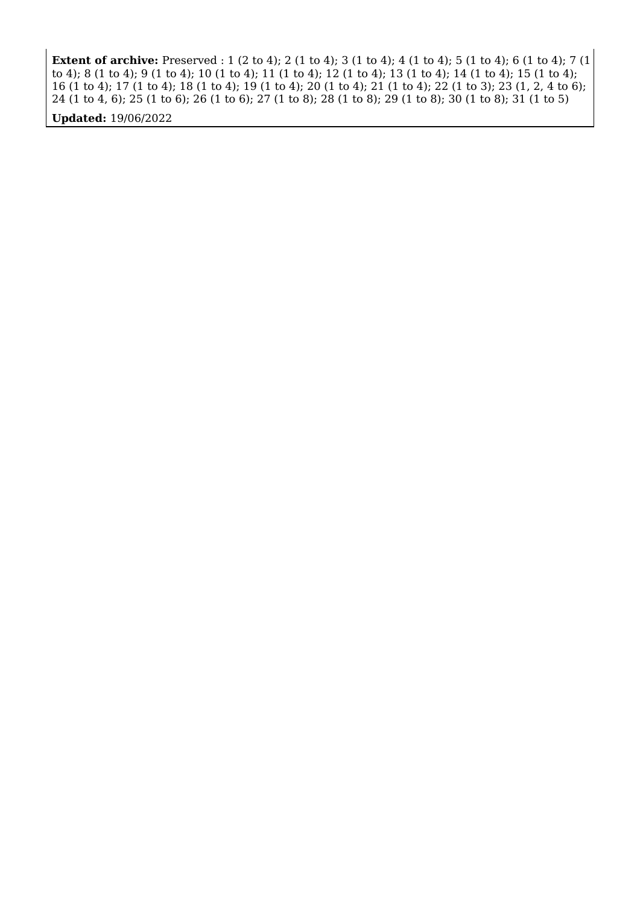**Extent of archive:** Preserved : 1 (2 to 4); 2 (1 to 4); 3 (1 to 4); 4 (1 to 4); 5 (1 to 4); 6 (1 to 4); 7 (1 to 4); 8 (1 to 4); 9 (1 to 4); 10 (1 to 4); 11 (1 to 4); 12 (1 to 4); 13 (1 to 4); 14 (1 to 4); 15 (1 to 4); 16 (1 to 4); 17 (1 to 4); 18 (1 to 4); 19 (1 to 4); 20 (1 to 4); 21 (1 to 4); 22 (1 to 3); 23 (1, 2, 4 to 6); 24 (1 to 4, 6); 25 (1 to 6); 26 (1 to 6); 27 (1 to 8); 28 (1 to 8); 29 (1 to 8); 30 (1 to 8); 31 (1 to 5)

**Updated:** 19/06/2022